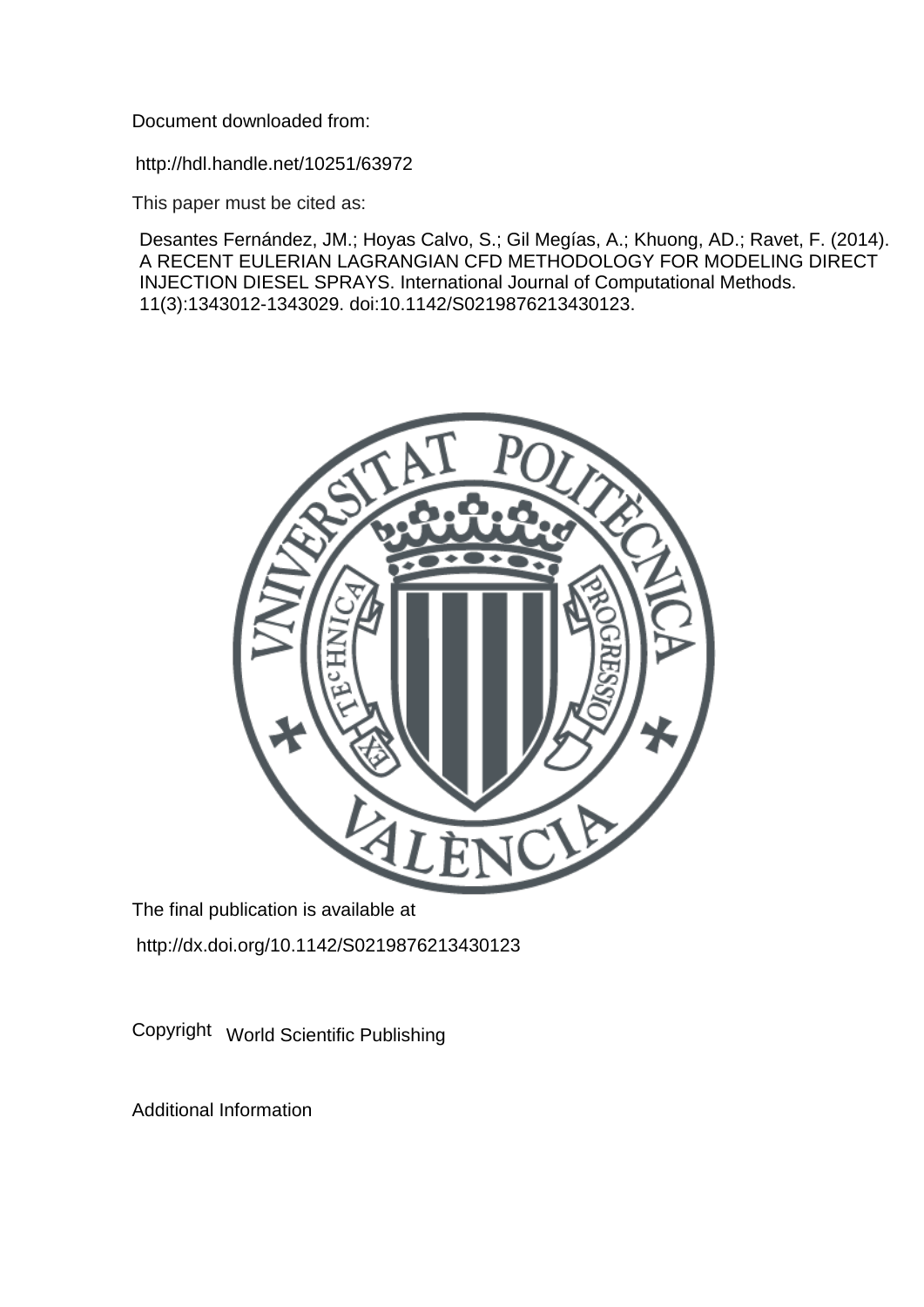Document downloaded from:

http://hdl.handle.net/10251/63972

This paper must be cited as:

Desantes Fernández, JM.; Hoyas Calvo, S.; Gil Megías, A.; Khuong, AD.; Ravet, F. (2014). A RECENT EULERIAN LAGRANGIAN CFD METHODOLOGY FOR MODELING DIRECT INJECTION DIESEL SPRAYS. International Journal of Computational Methods. 11(3):1343012-1343029. doi:10.1142/S0219876213430123.

The final publication is available at

http://dx.doi.org/10.1142/S0219876213430123

Copyright World Scientific Publishing

Additional Information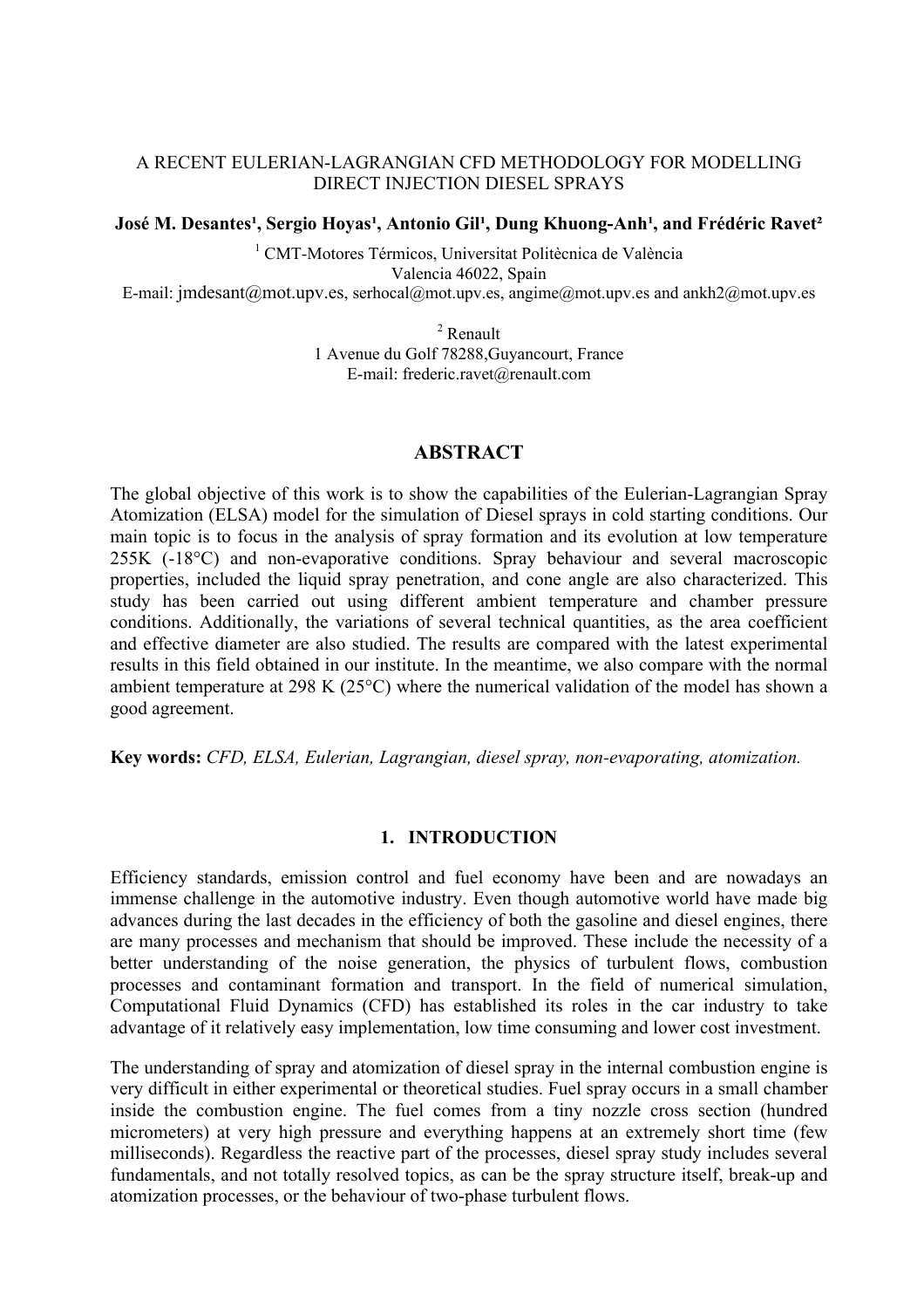A RECENT EULERIAN-LAGRANGIAN CFD METHODOLOGY FOR MODELLING DIRECT INJECTION DIESEL SPRAYS

**José M. Desantes[1], Sergio Hoyas[1], Antonio Gil[1], Dung Khuong-Anh[1], and Frédéric Ravet[2]**

[1] CMT-Motores Térmicos, Universitat Politècnica de València
Valencia 46022, Spain
E-mail: jmdesant@mot.upv.es, serhocal@mot.upv.es, angime@mot.upv.es and ankh2@mot.upv.es

[2] Renault
1 Avenue du Golf 78288,Guyancourt, France
E-mail: frederic.ravet@renault.com

## ABSTRACT

The global objective of this work is to show the capabilities of the Eulerian-Lagrangian Spray Atomization (ELSA) model for the simulation of Diesel sprays in cold starting conditions. Our main topic is to focus in the analysis of spray formation and its evolution at low temperature 255K (-18°C) and non-evaporative conditions. Spray behaviour and several macroscopic properties, included the liquid spray penetration, and cone angle are also characterized. This study has been carried out using different ambient temperature and chamber pressure conditions. Additionally, the variations of several technical quantities, as the area coefficient and effective diameter are also studied. The results are compared with the latest experimental results in this field obtained in our institute. In the meantime, we also compare with the normal ambient temperature at 298 K (25°C) where the numerical validation of the model has shown a good agreement.

**Key words:** *CFD, ELSA, Eulerian, Lagrangian, diesel spray, non-evaporating, atomization.*

## 1. INTRODUCTION

Efficiency standards, emission control and fuel economy have been and are nowadays an immense challenge in the automotive industry. Even though automotive world have made big advances during the last decades in the efficiency of both the gasoline and diesel engines, there are many processes and mechanism that should be improved. These include the necessity of a better understanding of the noise generation, the physics of turbulent flows, combustion processes and contaminant formation and transport. In the field of numerical simulation, Computational Fluid Dynamics (CFD) has established its roles in the car industry to take advantage of it relatively easy implementation, low time consuming and lower cost investment.

The understanding of spray and atomization of diesel spray in the internal combustion engine is very difficult in either experimental or theoretical studies. Fuel spray occurs in a small chamber inside the combustion engine. The fuel comes from a tiny nozzle cross section (hundred micrometers) at very high pressure and everything happens at an extremely short time (few milliseconds). Regardless the reactive part of the processes, diesel spray study includes several fundamentals, and not totally resolved topics, as can be the spray structure itself, break-up and atomization processes, or the behaviour of two-phase turbulent flows.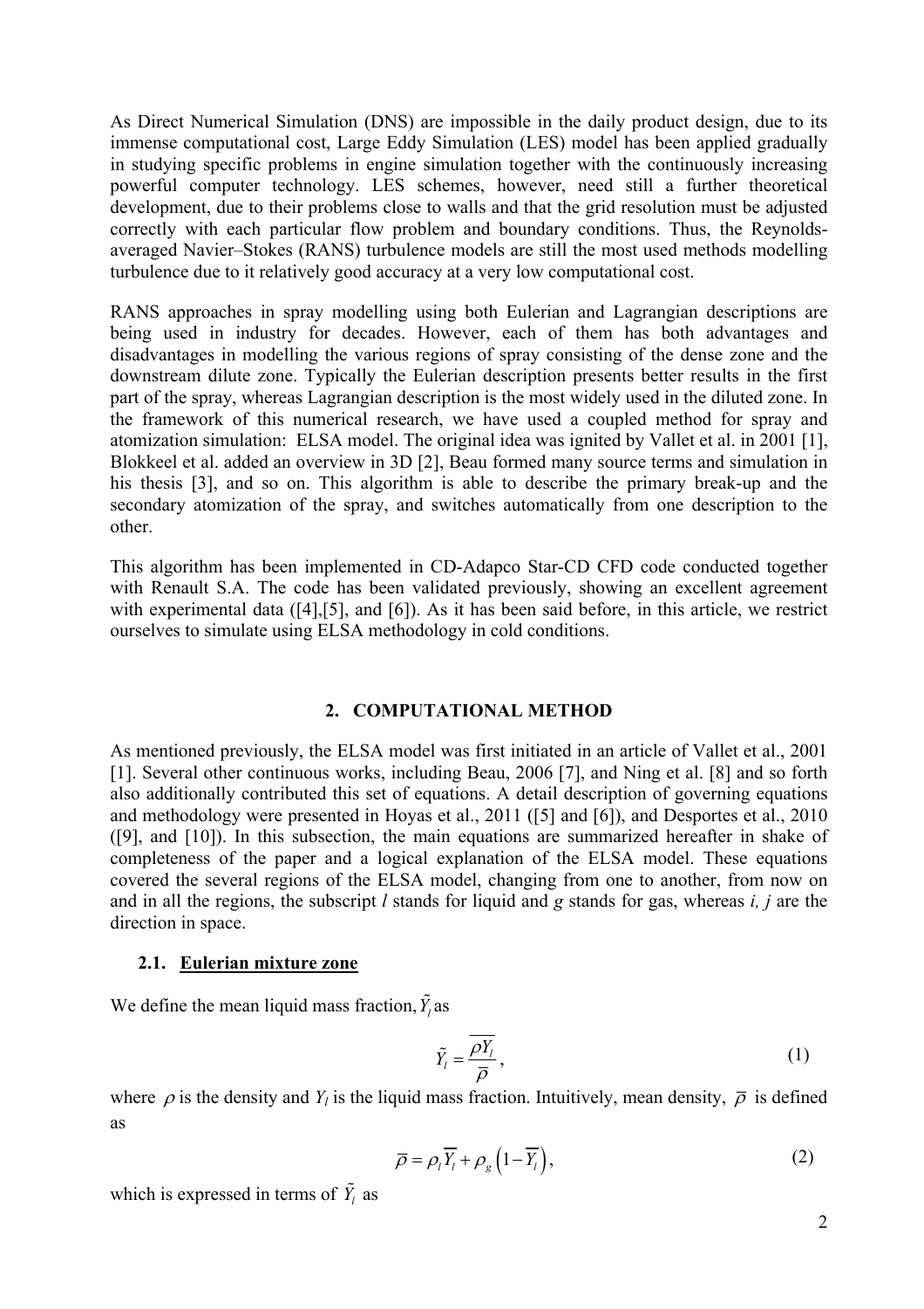As Direct Numerical Simulation (DNS) are impossible in the daily product design, due to its immense computational cost, Large Eddy Simulation (LES) model has been applied gradually in studying specific problems in engine simulation together with the continuously increasing powerful computer technology. LES schemes, however, need still a further theoretical development, due to their problems close to walls and that the grid resolution must be adjusted correctly with each particular flow problem and boundary conditions. Thus, the Reynolds-averaged Navier–Stokes (RANS) turbulence models are still the most used methods modelling turbulence due to it relatively good accuracy at a very low computational cost.

RANS approaches in spray modelling using both Eulerian and Lagrangian descriptions are being used in industry for decades. However, each of them has both advantages and disadvantages in modelling the various regions of spray consisting of the dense zone and the downstream dilute zone. Typically the Eulerian description presents better results in the first part of the spray, whereas Lagrangian description is the most widely used in the diluted zone. In the framework of this numerical research, we have used a coupled method for spray and atomization simulation: ELSA model. The original idea was ignited by Vallet et al. in 2001 [1], Blokkeel et al. added an overview in 3D [2], Beau formed many source terms and simulation in his thesis [3], and so on. This algorithm is able to describe the primary break-up and the secondary atomization of the spray, and switches automatically from one description to the other.

This algorithm has been implemented in CD-Adapco Star-CD CFD code conducted together with Renault S.A. The code has been validated previously, showing an excellent agreement with experimental data ([4],[5], and [6]). As it has been said before, in this article, we restrict ourselves to simulate using ELSA methodology in cold conditions.

## 2. COMPUTATIONAL METHOD

As mentioned previously, the ELSA model was first initiated in an article of Vallet et al., 2001 [1]. Several other continuous works, including Beau, 2006 [7], and Ning et al. [8] and so forth also additionally contributed this set of equations. A detail description of governing equations and methodology were presented in Hoyas et al., 2011 ([5] and [6]), and Desportes et al., 2010 ([9], and [10]). In this subsection, the main equations are summarized hereafter in shake of completeness of the paper and a logical explanation of the ELSA model. These equations covered the several regions of the ELSA model, changing from one to another, from now on and in all the regions, the subscript *l* stands for liquid and *g* stands for gas, whereas *i, j* are the direction in space.

### 2.1. Eulerian mixture zone

We define the mean liquid mass fraction, $\tilde{Y}_l$ as

$$\tilde{Y}_l = \frac{\overline{\rho Y_l}}{\overline{\rho}}, \tag{1}$$

where $\rho$ is the density and $Y_l$ is the liquid mass fraction. Intuitively, mean density, $\overline{\rho}$ is defined as

$$\overline{\rho} = \rho_l \overline{Y_l} + \rho_g \left(1 - \overline{Y_l}\right), \tag{2}$$

which is expressed in terms of $\tilde{Y}_l$ as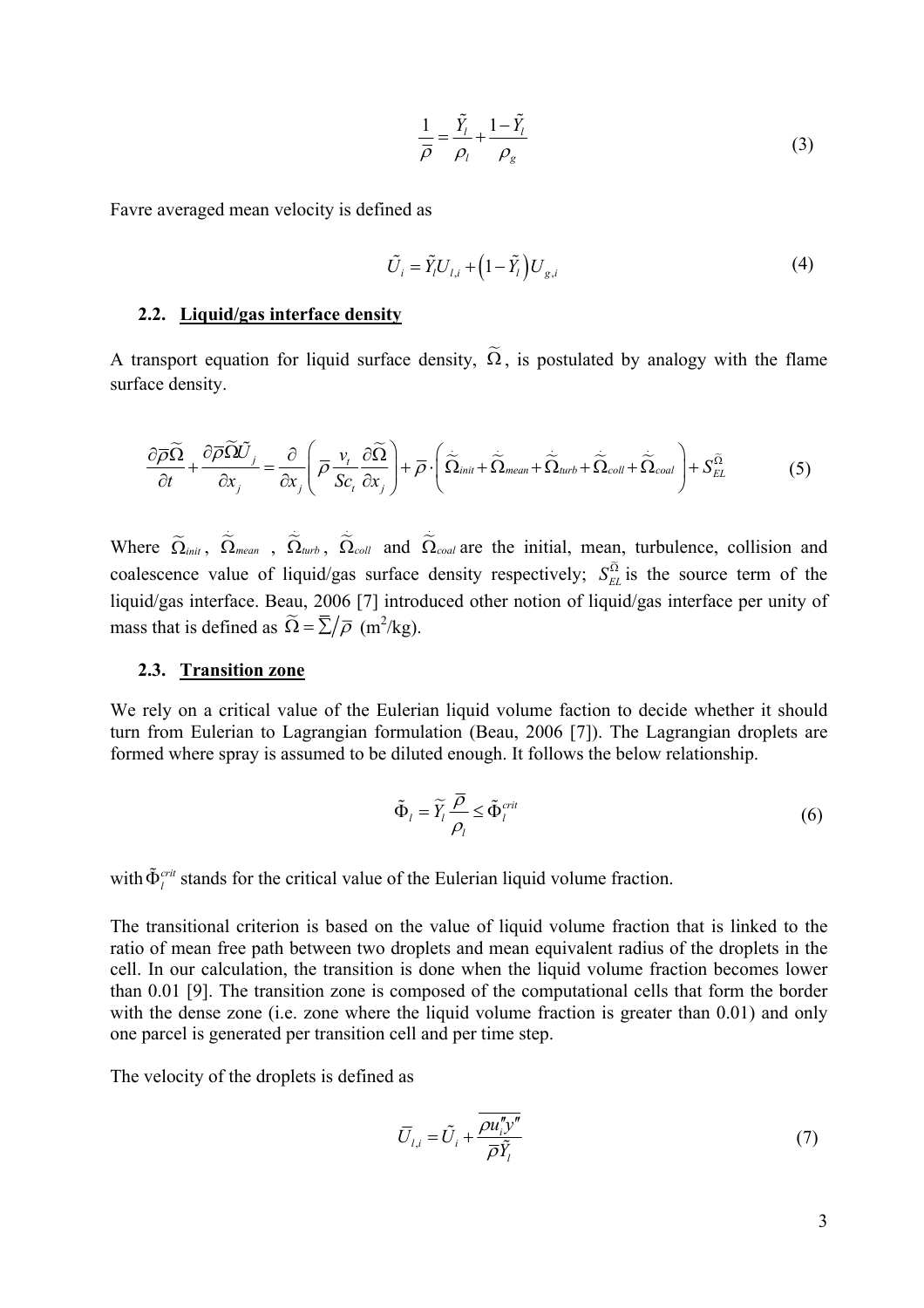$$\frac{1}{\overline{\rho}} = \frac{\tilde{Y}_l}{\rho_l} + \frac{1-\tilde{Y}_l}{\rho_g} \tag{3}$$

Favre averaged mean velocity is defined as

$$\tilde{U}_i = \tilde{Y}_l U_{l,i} + \left(1 - \tilde{Y}_l\right) U_{g,i} \tag{4}$$

### 2.2. Liquid/gas interface density

A transport equation for liquid surface density, $\widetilde{\Omega}$, is postulated by analogy with the flame surface density.

$$\frac{\partial \overline{\rho}\widetilde{\Omega}}{\partial t} + \frac{\partial \overline{\rho}\widetilde{\Omega}\tilde{U}_j}{\partial x_j} = \frac{\partial}{\partial x_j}\left(\overline{\rho}\,\frac{\nu_t}{Sc_t}\frac{\partial \widetilde{\Omega}}{\partial x_j}\right) + \overline{\rho}\cdot\left(\dot{\widetilde{\Omega}}_{init} + \dot{\widetilde{\Omega}}_{mean} + \dot{\widetilde{\Omega}}_{turb} + \dot{\widetilde{\Omega}}_{coll} + \dot{\widetilde{\Omega}}_{coal}\right) + S_{EL}^{\widetilde{\Omega}} \tag{5}$$

Where $\widetilde{\Omega}_{init}$, $\dot{\widetilde{\Omega}}_{mean}$, $\dot{\widetilde{\Omega}}_{turb}$, $\dot{\widetilde{\Omega}}_{coll}$ and $\dot{\widetilde{\Omega}}_{coal}$ are the initial, mean, turbulence, collision and coalescence value of liquid/gas surface density respectively; $S_{EL}^{\widetilde{\Omega}}$ is the source term of the liquid/gas interface. Beau, 2006 [7] introduced other notion of liquid/gas interface per unity of mass that is defined as $\widetilde{\Omega} = \overline{\Sigma}/\overline{\rho}$ ($m^2$/kg).

### 2.3. Transition zone

We rely on a critical value of the Eulerian liquid volume faction to decide whether it should turn from Eulerian to Lagrangian formulation (Beau, 2006 [7]). The Lagrangian droplets are formed where spray is assumed to be diluted enough. It follows the below relationship.

$$\tilde{\Phi}_l = \widetilde{Y}_l \frac{\overline{\rho}}{\rho_l} \leq \tilde{\Phi}_l^{crit} \tag{6}$$

with $\tilde{\Phi}_l^{crit}$ stands for the critical value of the Eulerian liquid volume fraction.

The transitional criterion is based on the value of liquid volume fraction that is linked to the ratio of mean free path between two droplets and mean equivalent radius of the droplets in the cell. In our calculation, the transition is done when the liquid volume fraction becomes lower than 0.01 [9]. The transition zone is composed of the computational cells that form the border with the dense zone (i.e. zone where the liquid volume fraction is greater than 0.01) and only one parcel is generated per transition cell and per time step.

The velocity of the droplets is defined as

$$\overline{U}_{l,i} = \tilde{U}_i + \frac{\overline{\rho u_i'' y''}}{\overline{\rho}\tilde{Y}_l} \tag{7}$$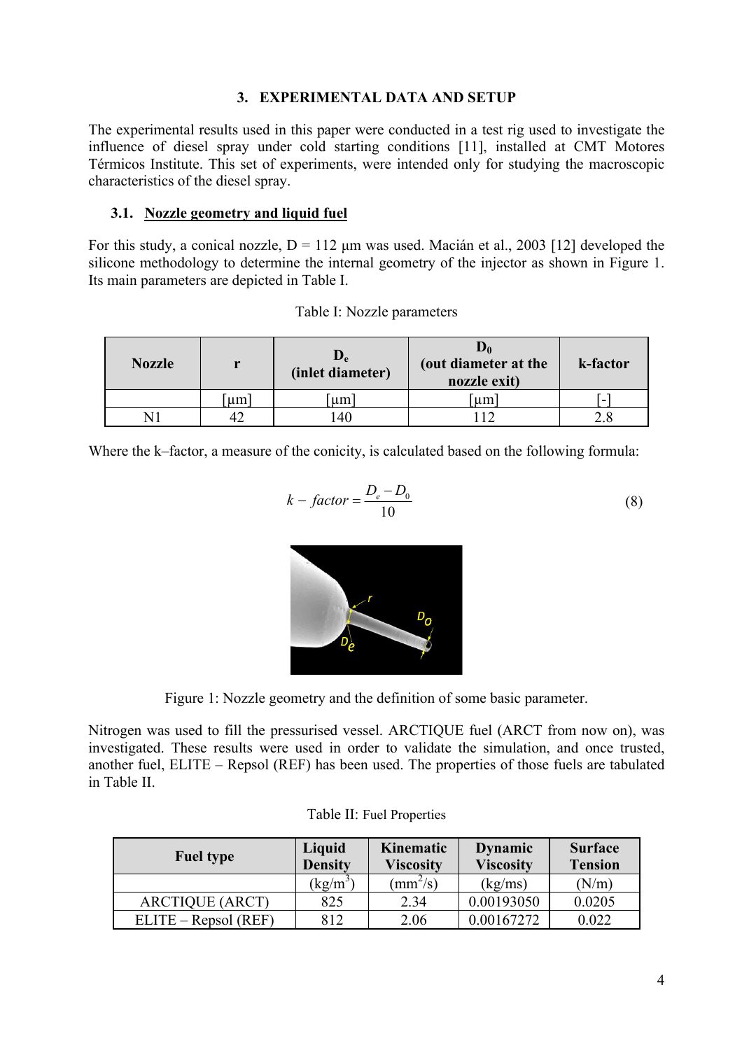## 3. EXPERIMENTAL DATA AND SETUP

The experimental results used in this paper were conducted in a test rig used to investigate the influence of diesel spray under cold starting conditions [11], installed at CMT Motores Térmicos Institute. This set of experiments, were intended only for studying the macroscopic characteristics of the diesel spray.

### 3.1. Nozzle geometry and liquid fuel

For this study, a conical nozzle, D = 112 µm was used. Macián et al., 2003 [12] developed the silicone methodology to determine the internal geometry of the injector as shown in Figure 1. Its main parameters are depicted in Table I.

Table I: Nozzle parameters

| Nozzle | r | $D_e$ (inlet diameter) | $D_0$ (out diameter at the nozzle exit) | k-factor |
|---|---|---|---|---|
| | [µm] | [µm] | [µm] | [-] |
| N1 | 42 | 140 | 112 | 2.8 |

Where the k–factor, a measure of the conicity, is calculated based on the following formula:

$$k-factor = \frac{D_e - D_0}{10} \tag{8}$$

Figure 1: Nozzle geometry and the definition of some basic parameter.

Nitrogen was used to fill the pressurised vessel. ARCTIQUE fuel (ARCT from now on), was investigated. These results were used in order to validate the simulation, and once trusted, another fuel, ELITE – Repsol (REF) has been used. The properties of those fuels are tabulated in Table II.

Table II: Fuel Properties

| Fuel type | Liquid Density | Kinematic Viscosity | Dynamic Viscosity | Surface Tension |
|---|---|---|---|---|
| | (kg/m$^3$) | (mm$^2$/s) | (kg/ms) | (N/m) |
| ARCTIQUE (ARCT) | 825 | 2.34 | 0.00193050 | 0.0205 |
| ELITE – Repsol (REF) | 812 | 2.06 | 0.00167272 | 0.022 |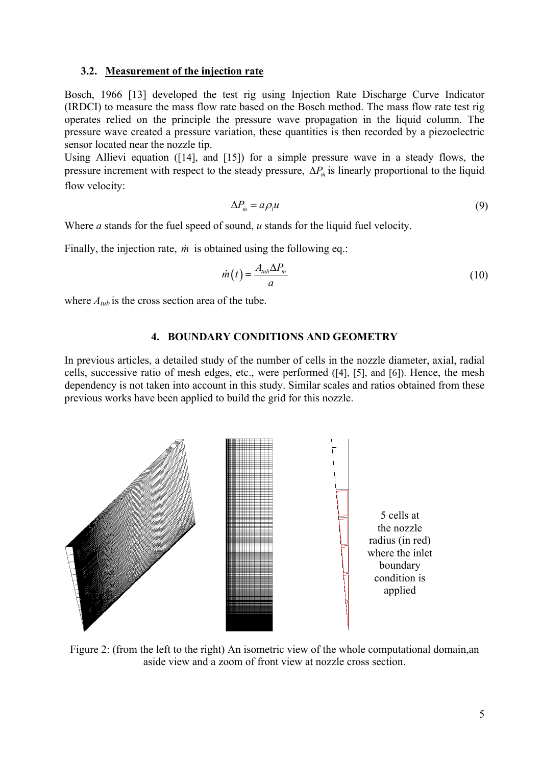### 3.2. Measurement of the injection rate

Bosch, 1966 [13] developed the test rig using Injection Rate Discharge Curve Indicator (IRDCI) to measure the mass flow rate based on the Bosch method. The mass flow rate test rig operates relied on the principle the pressure wave propagation in the liquid column. The pressure wave created a pressure variation, these quantities is then recorded by a piezoelectric sensor located near the nozzle tip.

Using Allievi equation ([14], and [15]) for a simple pressure wave in a steady flows, the pressure increment with respect to the steady pressure, $\Delta P_{\dot{m}}$ is linearly proportional to the liquid flow velocity:

$$\Delta P_{\dot{m}} = a\rho_l u \tag{9}$$

Where $a$ stands for the fuel speed of sound, $u$ stands for the liquid fuel velocity.

Finally, the injection rate, $\dot{m}$ is obtained using the following eq.:

$$\dot{m}(t) = \frac{A_{tub}\Delta P_{\dot{m}}}{a} \tag{10}$$

where $A_{tub}$ is the cross section area of the tube.

## 4. BOUNDARY CONDITIONS AND GEOMETRY

In previous articles, a detailed study of the number of cells in the nozzle diameter, axial, radial cells, successive ratio of mesh edges, etc., were performed ([4], [5], and [6]). Hence, the mesh dependency is not taken into account in this study. Similar scales and ratios obtained from these previous works have been applied to build the grid for this nozzle.

5 cells at the nozzle radius (in red) where the inlet boundary condition is applied

Figure 2: (from the left to the right) An isometric view of the whole computational domain,an aside view and a zoom of front view at nozzle cross section.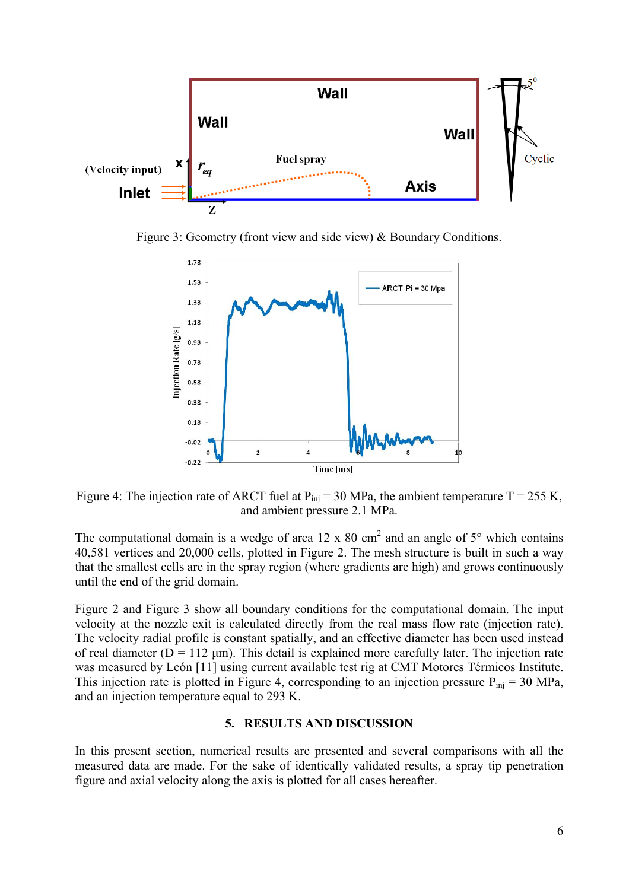Figure 3: Geometry (front view and side view) & Boundary Conditions.

Figure 4: The injection rate of ARCT fuel at $P_{inj}$ = 30 MPa, the ambient temperature T = 255 K, and ambient pressure 2.1 MPa.

The computational domain is a wedge of area 12 x 80 $cm^2$ and an angle of 5° which contains 40,581 vertices and 20,000 cells, plotted in Figure 2. The mesh structure is built in such a way that the smallest cells are in the spray region (where gradients are high) and grows continuously until the end of the grid domain.

Figure 2 and Figure 3 show all boundary conditions for the computational domain. The input velocity at the nozzle exit is calculated directly from the real mass flow rate (injection rate). The velocity radial profile is constant spatially, and an effective diameter has been used instead of real diameter (D = 112 μm). This detail is explained more carefully later. The injection rate was measured by León [11] using current available test rig at CMT Motores Térmicos Institute. This injection rate is plotted in Figure 4, corresponding to an injection pressure $P_{inj}$ = 30 MPa, and an injection temperature equal to 293 K.

## 5. RESULTS AND DISCUSSION

In this present section, numerical results are presented and several comparisons with all the measured data are made. For the sake of identically validated results, a spray tip penetration figure and axial velocity along the axis is plotted for all cases hereafter.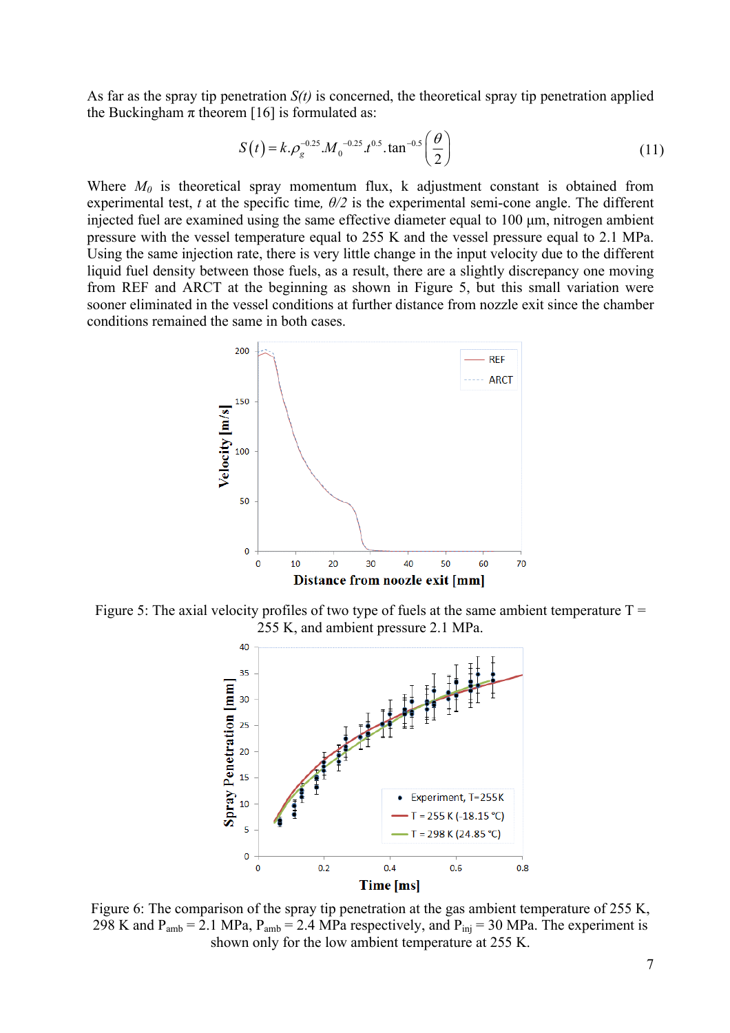As far as the spray tip penetration $S(t)$ is concerned, the theoretical spray tip penetration applied the Buckingham $\pi$ theorem [16] is formulated as:

$$S(t) = k.\rho_g^{-0.25}.M_0^{-0.25}.t^{0.5}.\tan^{-0.5}\left(\frac{\theta}{2}\right) \tag{11}$$

Where $M_0$ is theoretical spray momentum flux, k adjustment constant is obtained from experimental test, $t$ at the specific time, $\theta/2$ is the experimental semi-cone angle. The different injected fuel are examined using the same effective diameter equal to 100 µm, nitrogen ambient pressure with the vessel temperature equal to 255 K and the vessel pressure equal to 2.1 MPa. Using the same injection rate, there is very little change in the input velocity due to the different liquid fuel density between those fuels, as a result, there are a slightly discrepancy one moving from REF and ARCT at the beginning as shown in Figure 5, but this small variation were sooner eliminated in the vessel conditions at further distance from nozzle exit since the chamber conditions remained the same in both cases.

Figure 5: The axial velocity profiles of two type of fuels at the same ambient temperature T = 255 K, and ambient pressure 2.1 MPa.

Figure 6: The comparison of the spray tip penetration at the gas ambient temperature of 255 K, 298 K and $P_{amb}$ = 2.1 MPa, $P_{amb}$ = 2.4 MPa respectively, and $P_{inj}$ = 30 MPa. The experiment is shown only for the low ambient temperature at 255 K.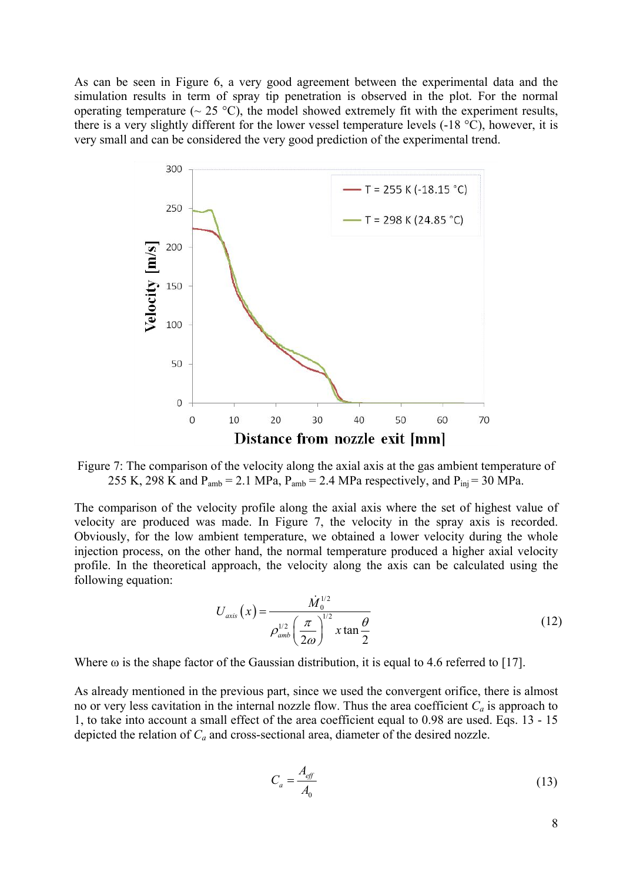As can be seen in Figure 6, a very good agreement between the experimental data and the simulation results in term of spray tip penetration is observed in the plot. For the normal operating temperature (~ 25 °C), the model showed extremely fit with the experiment results, there is a very slightly different for the lower vessel temperature levels (-18 °C), however, it is very small and can be considered the very good prediction of the experimental trend.

Figure 7: The comparison of the velocity along the axial axis at the gas ambient temperature of 255 K, 298 K and $P_{amb}$ = 2.1 MPa, $P_{amb}$ = 2.4 MPa respectively, and $P_{inj}$ = 30 MPa.

The comparison of the velocity profile along the axial axis where the set of highest value of velocity are produced was made. In Figure 7, the velocity in the spray axis is recorded. Obviously, for the low ambient temperature, we obtained a lower velocity during the whole injection process, on the other hand, the normal temperature produced a higher axial velocity profile. In the theoretical approach, the velocity along the axis can be calculated using the following equation:

$$U_{axis}\left(x\right) = \frac{\dot{M}_0^{1/2}}{\rho_{amb}^{1/2}\left(\dfrac{\pi}{2\omega}\right)^{1/2} x \tan\dfrac{\theta}{2}} \tag{12}$$

Where ω is the shape factor of the Gaussian distribution, it is equal to 4.6 referred to [17].

As already mentioned in the previous part, since we used the convergent orifice, there is almost no or very less cavitation in the internal nozzle flow. Thus the area coefficient $C_a$ is approach to 1, to take into account a small effect of the area coefficient equal to 0.98 are used. Eqs. 13 - 15 depicted the relation of $C_a$ and cross-sectional area, diameter of the desired nozzle.

$$C_a = \frac{A_{eff}}{A_0} \tag{13}$$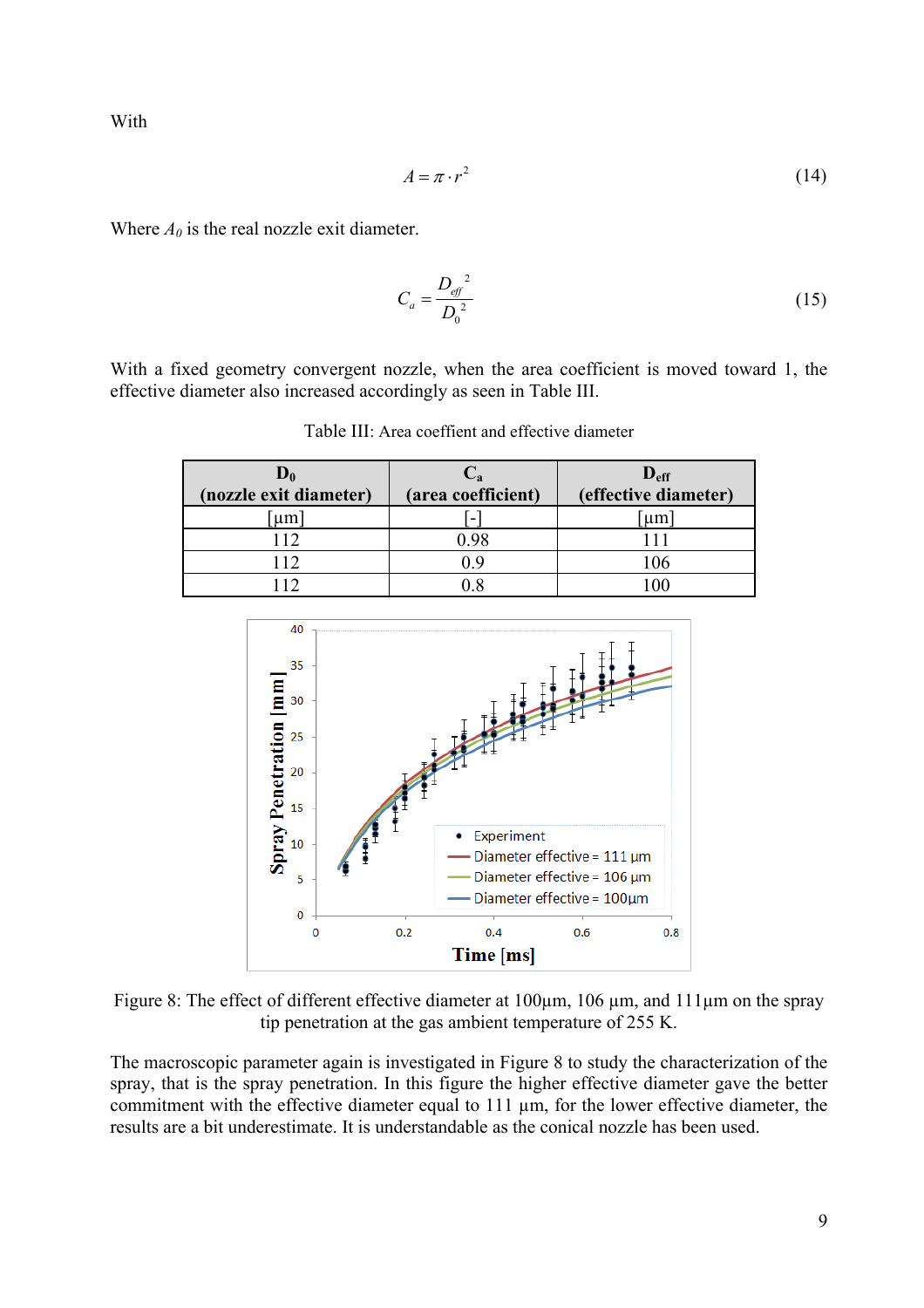With

$$A = \pi \cdot r^2 \tag{14}$$

Where $A_0$ is the real nozzle exit diameter.

$$C_a = \frac{D_{eff}^{\ 2}}{D_0^{\ 2}} \tag{15}$$

With a fixed geometry convergent nozzle, when the area coefficient is moved toward 1, the effective diameter also increased accordingly as seen in Table III.

Table III: Area coeffient and effective diameter

| **$D_0$ (nozzle exit diameter)** | **$C_a$ (area coefficient)** | **$D_{eff}$ (effective diameter)** |
|---|---|---|
| [µm] | [-] | [µm] |
| 112 | 0.98 | 111 |
| 112 | 0.9 | 106 |
| 112 | 0.8 | 100 |

Figure 8: The effect of different effective diameter at 100µm, 106 µm, and 111µm on the spray tip penetration at the gas ambient temperature of 255 K.

The macroscopic parameter again is investigated in Figure 8 to study the characterization of the spray, that is the spray penetration. In this figure the higher effective diameter gave the better commitment with the effective diameter equal to 111 µm, for the lower effective diameter, the results are a bit underestimate. It is understandable as the conical nozzle has been used.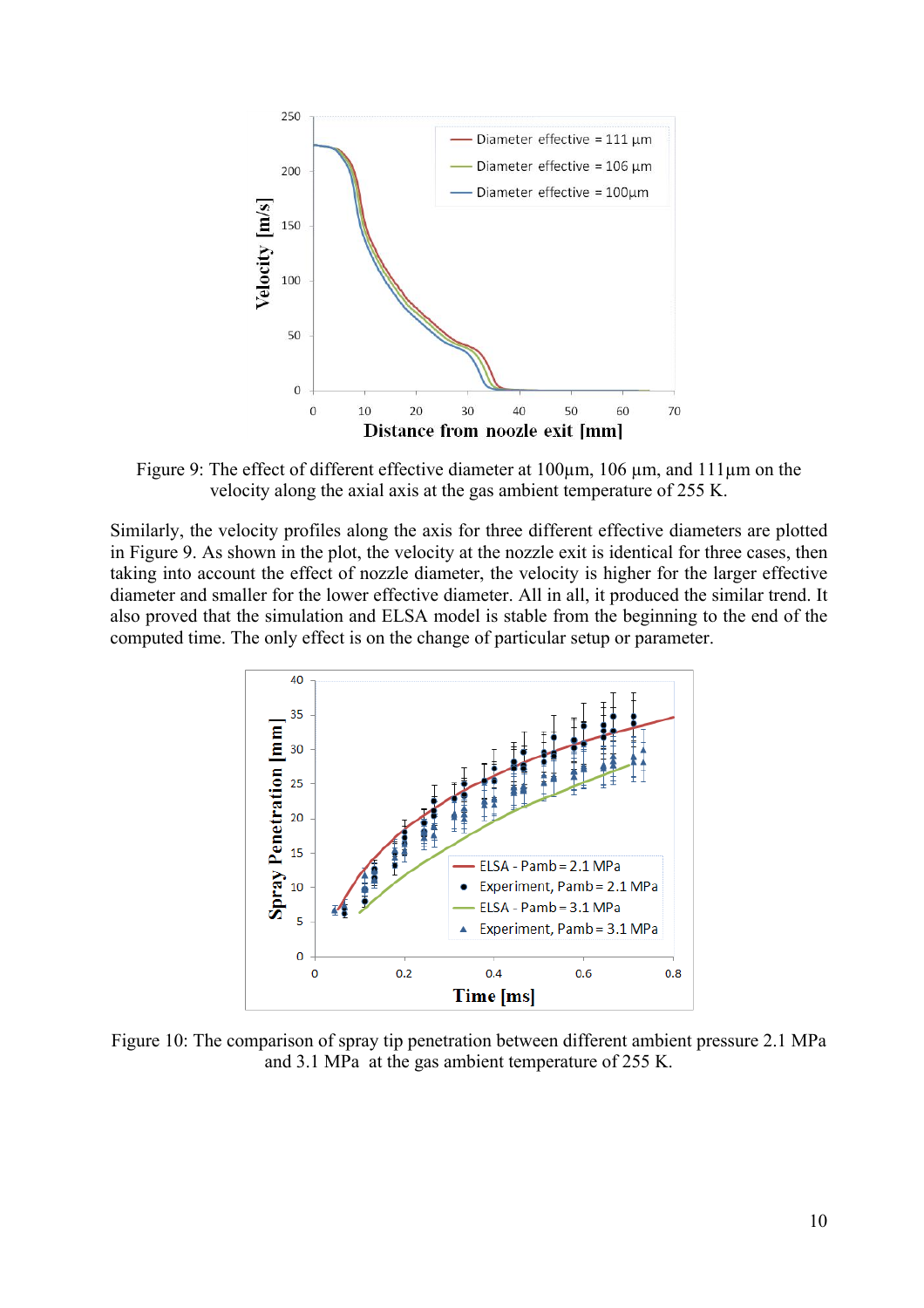Figure 9: The effect of different effective diameter at 100µm, 106 µm, and 111µm on the velocity along the axial axis at the gas ambient temperature of 255 K.

Similarly, the velocity profiles along the axis for three different effective diameters are plotted in Figure 9. As shown in the plot, the velocity at the nozzle exit is identical for three cases, then taking into account the effect of nozzle diameter, the velocity is higher for the larger effective diameter and smaller for the lower effective diameter. All in all, it produced the similar trend. It also proved that the simulation and ELSA model is stable from the beginning to the end of the computed time. The only effect is on the change of particular setup or parameter.

Figure 10: The comparison of spray tip penetration between different ambient pressure 2.1 MPa and 3.1 MPa at the gas ambient temperature of 255 K.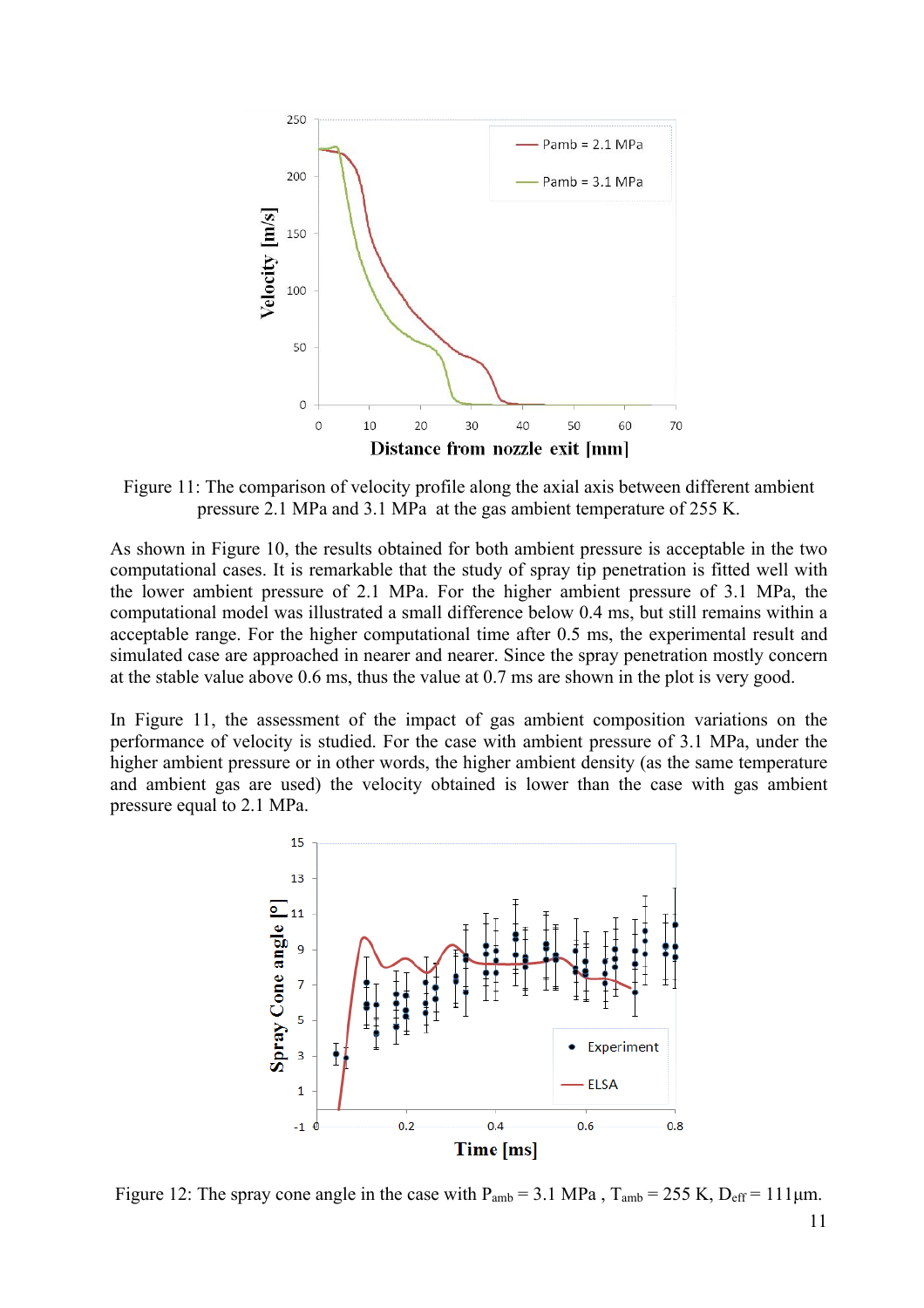Figure 11: The comparison of velocity profile along the axial axis between different ambient pressure 2.1 MPa and 3.1 MPa at the gas ambient temperature of 255 K.

As shown in Figure 10, the results obtained for both ambient pressure is acceptable in the two computational cases. It is remarkable that the study of spray tip penetration is fitted well with the lower ambient pressure of 2.1 MPa. For the higher ambient pressure of 3.1 MPa, the computational model was illustrated a small difference below 0.4 ms, but still remains within a acceptable range. For the higher computational time after 0.5 ms, the experimental result and simulated case are approached in nearer and nearer. Since the spray penetration mostly concern at the stable value above 0.6 ms, thus the value at 0.7 ms are shown in the plot is very good.

In Figure 11, the assessment of the impact of gas ambient composition variations on the performance of velocity is studied. For the case with ambient pressure of 3.1 MPa, under the higher ambient pressure or in other words, the higher ambient density (as the same temperature and ambient gas are used) the velocity obtained is lower than the case with gas ambient pressure equal to 2.1 MPa.

Figure 12: The spray cone angle in the case with $P_{amb}$ = 3.1 MPa , $T_{amb}$ = 255 K, $D_{eff}$ = 111µm.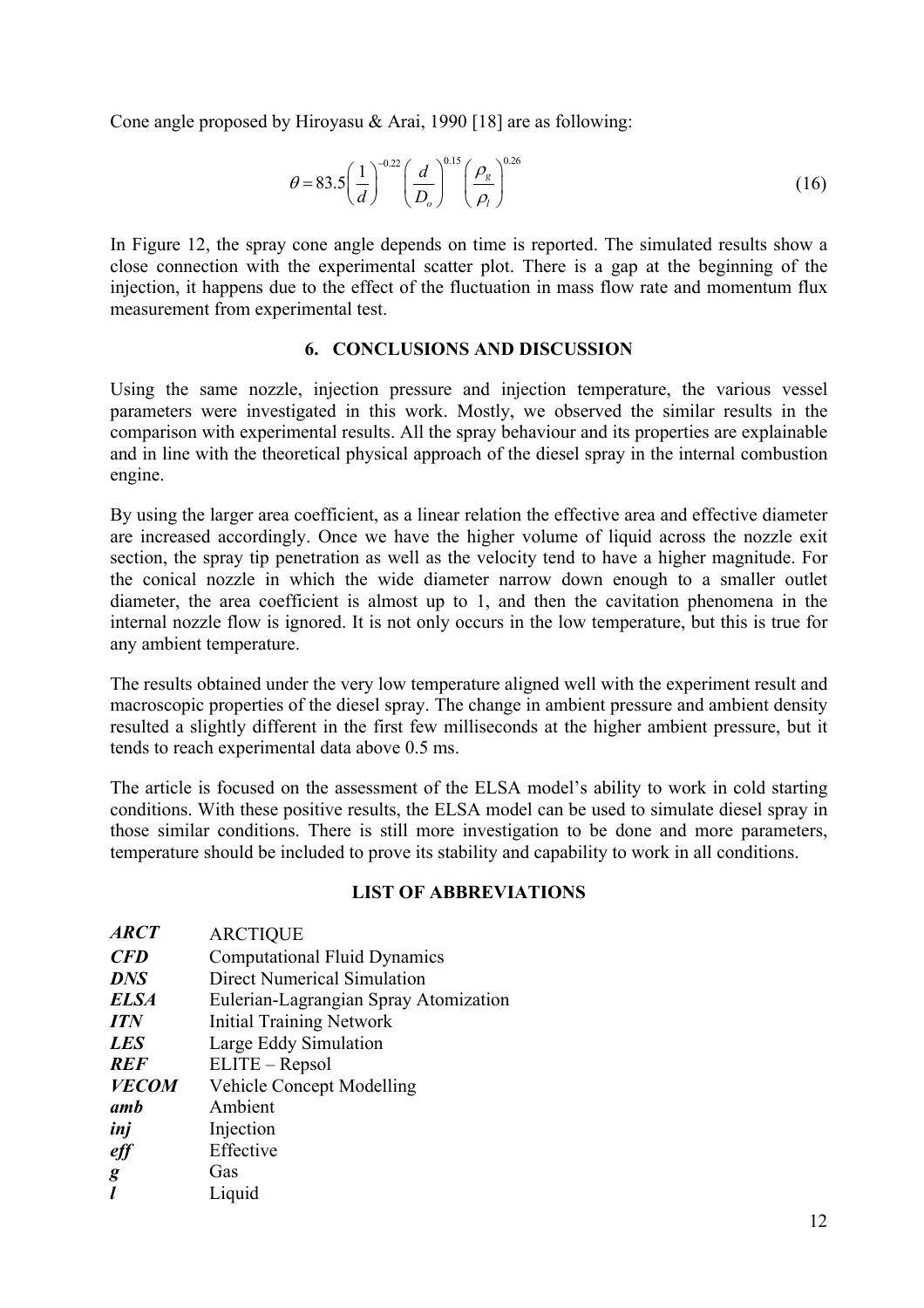Cone angle proposed by Hiroyasu & Arai, 1990 [18] are as following:

$$\theta = 83.5\left(\frac{1}{d}\right)^{-0.22}\left(\frac{d}{D_o}\right)^{0.15}\left(\frac{\rho_g}{\rho_l}\right)^{0.26} \tag{16}$$

In Figure 12, the spray cone angle depends on time is reported. The simulated results show a close connection with the experimental scatter plot. There is a gap at the beginning of the injection, it happens due to the effect of the fluctuation in mass flow rate and momentum flux measurement from experimental test.

## 6. CONCLUSIONS AND DISCUSSION

Using the same nozzle, injection pressure and injection temperature, the various vessel parameters were investigated in this work. Mostly, we observed the similar results in the comparison with experimental results. All the spray behaviour and its properties are explainable and in line with the theoretical physical approach of the diesel spray in the internal combustion engine.

By using the larger area coefficient, as a linear relation the effective area and effective diameter are increased accordingly. Once we have the higher volume of liquid across the nozzle exit section, the spray tip penetration as well as the velocity tend to have a higher magnitude. For the conical nozzle in which the wide diameter narrow down enough to a smaller outlet diameter, the area coefficient is almost up to 1, and then the cavitation phenomena in the internal nozzle flow is ignored. It is not only occurs in the low temperature, but this is true for any ambient temperature.

The results obtained under the very low temperature aligned well with the experiment result and macroscopic properties of the diesel spray. The change in ambient pressure and ambient density resulted a slightly different in the first few milliseconds at the higher ambient pressure, but it tends to reach experimental data above 0.5 ms.

The article is focused on the assessment of the ELSA model's ability to work in cold starting conditions. With these positive results, the ELSA model can be used to simulate diesel spray in those similar conditions. There is still more investigation to be done and more parameters, temperature should be included to prove its stability and capability to work in all conditions.

## LIST OF ABBREVIATIONS

| | |
|---|---|
| ***ARCT*** | ARCTIQUE |
| ***CFD*** | Computational Fluid Dynamics |
| ***DNS*** | Direct Numerical Simulation |
| ***ELSA*** | Eulerian-Lagrangian Spray Atomization |
| ***ITN*** | Initial Training Network |
| ***LES*** | Large Eddy Simulation |
| ***REF*** | ELITE – Repsol |
| ***VECOM*** | Vehicle Concept Modelling |
| ***amb*** | Ambient |
| ***inj*** | Injection |
| ***eff*** | Effective |
| ***g*** | Gas |
| ***l*** | Liquid |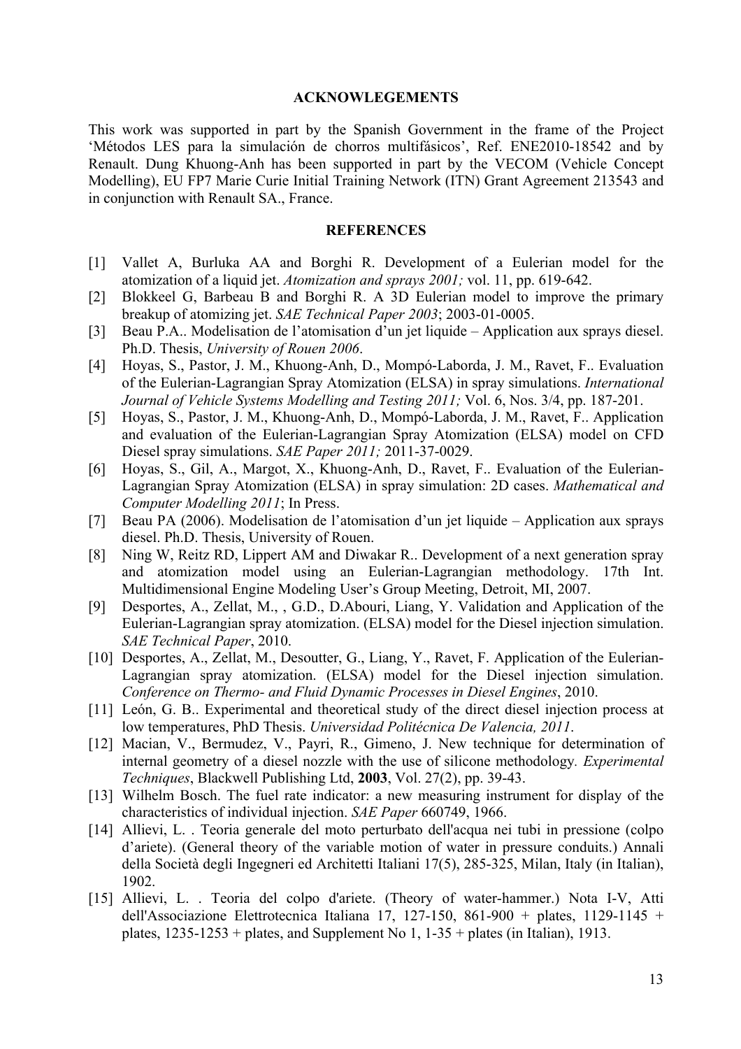## ACKNOWLEGEMENTS

This work was supported in part by the Spanish Government in the frame of the Project 'Métodos LES para la simulación de chorros multifásicos', Ref. ENE2010-18542 and by Renault. Dung Khuong-Anh has been supported in part by the VECOM (Vehicle Concept Modelling), EU FP7 Marie Curie Initial Training Network (ITN) Grant Agreement 213543 and in conjunction with Renault SA., France.

## REFERENCES

[1] Vallet A, Burluka AA and Borghi R. Development of a Eulerian model for the atomization of a liquid jet. *Atomization and sprays 2001;* vol. 11, pp. 619-642.

[2] Blokkeel G, Barbeau B and Borghi R. A 3D Eulerian model to improve the primary breakup of atomizing jet. *SAE Technical Paper 2003*; 2003-01-0005.

[3] Beau P.A.. Modelisation de l'atomisation d'un jet liquide – Application aux sprays diesel. Ph.D. Thesis, *University of Rouen 2006*.

[4] Hoyas, S., Pastor, J. M., Khuong-Anh, D., Mompó-Laborda, J. M., Ravet, F.. Evaluation of the Eulerian-Lagrangian Spray Atomization (ELSA) in spray simulations. *International Journal of Vehicle Systems Modelling and Testing 2011;* Vol. 6, Nos. 3/4, pp. 187-201.

[5] Hoyas, S., Pastor, J. M., Khuong-Anh, D., Mompó-Laborda, J. M., Ravet, F.. Application and evaluation of the Eulerian-Lagrangian Spray Atomization (ELSA) model on CFD Diesel spray simulations. *SAE Paper 2011;* 2011-37-0029.

[6] Hoyas, S., Gil, A., Margot, X., Khuong-Anh, D., Ravet, F.. Evaluation of the Eulerian-Lagrangian Spray Atomization (ELSA) in spray simulation: 2D cases. *Mathematical and Computer Modelling 2011*; In Press.

[7] Beau PA (2006). Modelisation de l'atomisation d'un jet liquide – Application aux sprays diesel. Ph.D. Thesis, University of Rouen.

[8] Ning W, Reitz RD, Lippert AM and Diwakar R.. Development of a next generation spray and atomization model using an Eulerian-Lagrangian methodology. 17th Int. Multidimensional Engine Modeling User's Group Meeting, Detroit, MI, 2007.

[9] Desportes, A., Zellat, M., , G.D., D.Abouri, Liang, Y. Validation and Application of the Eulerian-Lagrangian spray atomization. (ELSA) model for the Diesel injection simulation. *SAE Technical Paper*, 2010.

[10] Desportes, A., Zellat, M., Desoutter, G., Liang, Y., Ravet, F. Application of the Eulerian-Lagrangian spray atomization. (ELSA) model for the Diesel injection simulation. *Conference on Thermo- and Fluid Dynamic Processes in Diesel Engines*, 2010.

[11] León, G. B.. Experimental and theoretical study of the direct diesel injection process at low temperatures, PhD Thesis. *Universidad Politécnica De Valencia, 2011*.

[12] Macian, V., Bermudez, V., Payri, R., Gimeno, J. New technique for determination of internal geometry of a diesel nozzle with the use of silicone methodology. *Experimental Techniques*, Blackwell Publishing Ltd, **2003**, Vol. 27(2), pp. 39-43.

[13] Wilhelm Bosch. The fuel rate indicator: a new measuring instrument for display of the characteristics of individual injection. *SAE Paper* 660749, 1966.

[14] Allievi, L. . Teoria generale del moto perturbato dell'acqua nei tubi in pressione (colpo d'ariete). (General theory of the variable motion of water in pressure conduits.) Annali della Società degli Ingegneri ed Architetti Italiani 17(5), 285-325, Milan, Italy (in Italian), 1902.

[15] Allievi, L. . Teoria del colpo d'ariete. (Theory of water-hammer.) Nota I-V, Atti dell'Associazione Elettrotecnica Italiana 17, 127-150, 861-900 + plates, 1129-1145 + plates, 1235-1253 + plates, and Supplement No 1, 1-35 + plates (in Italian), 1913.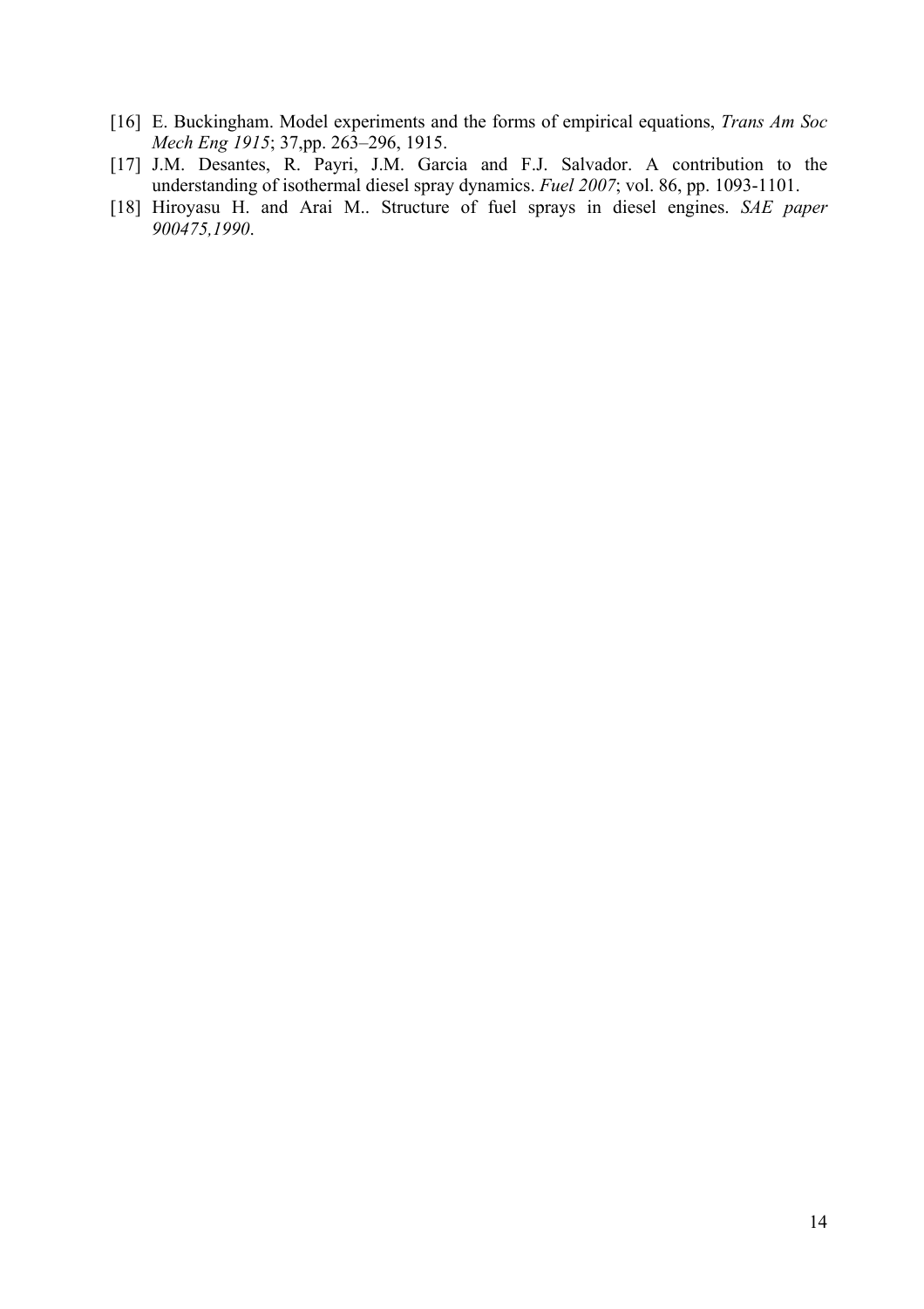[16] E. Buckingham. Model experiments and the forms of empirical equations, *Trans Am Soc Mech Eng 1915*; 37,pp. 263–296, 1915.

[17] J.M. Desantes, R. Payri, J.M. Garcia and F.J. Salvador. A contribution to the understanding of isothermal diesel spray dynamics. *Fuel 2007*; vol. 86, pp. 1093-1101.

[18] Hiroyasu H. and Arai M.. Structure of fuel sprays in diesel engines. *SAE paper 900475,1990*.